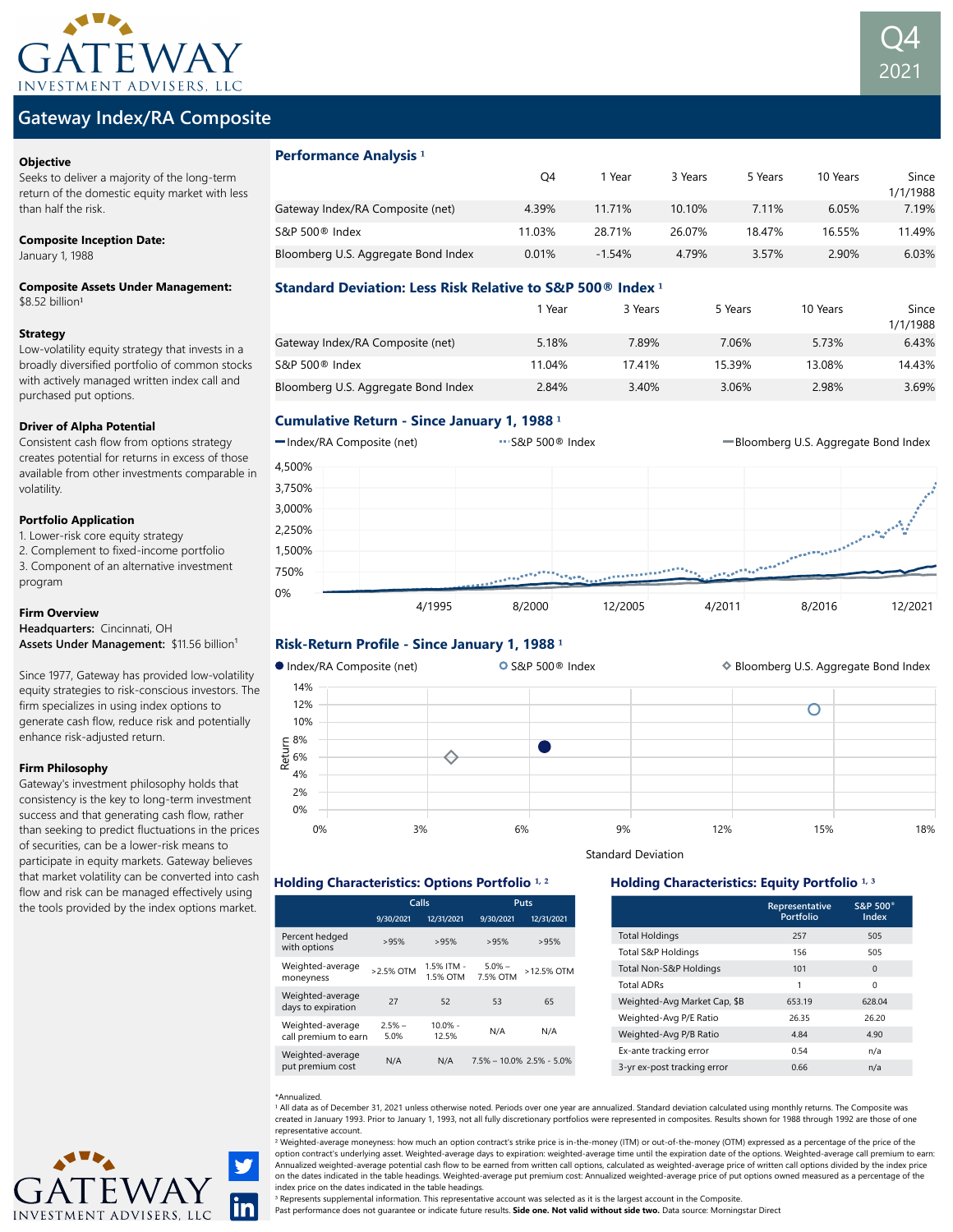# Gateway Investment Advisers, LLC

**Q4 2021**

## Gateway Index/RA Composite

**Objective**
Seeks to deliver a majority of the long-term return of the domestic equity market with less than half the risk.

**Composite Inception Date:**
January 1, 1988

**Composite Assets Under Management:**
$8.52 billion[1]

**Strategy**
Low-volatility equity strategy that invests in a broadly diversified portfolio of common stocks with actively managed written index call and purchased put options.

**Driver of Alpha Potential**
Consistent cash flow from options strategy creates potential for returns in excess of those available from other investments comparable in volatility.

**Portfolio Application**
1. Lower-risk core equity strategy
2. Complement to fixed-income portfolio
3. Component of an alternative investment program

**Firm Overview**
**Headquarters:** Cincinnati, OH
**Assets Under Management:** $11.56 billion[1]

Since 1977, Gateway has provided low-volatility equity strategies to risk-conscious investors. The firm specializes in using index options to generate cash flow, reduce risk and potentially enhance risk-adjusted return.

**Firm Philosophy**
Gateway's investment philosophy holds that consistency is the key to long-term investment success and that generating cash flow, rather than seeking to predict fluctuations in the prices of securities, can be a lower-risk means to participate in equity markets. Gateway believes that market volatility can be converted into cash flow and risk can be managed effectively using the tools provided by the index options market.

### Performance Analysis [1]

| | Q4 | 1 Year | 3 Years | 5 Years | 10 Years | Since 1/1/1988 |
|---|---|---|---|---|---|---|
| Gateway Index/RA Composite (net) | 4.39% | 11.71% | 10.10% | 7.11% | 6.05% | 7.19% |
| S&P 500® Index | 11.03% | 28.71% | 26.07% | 18.47% | 16.55% | 11.49% |
| Bloomberg U.S. Aggregate Bond Index | 0.01% | -1.54% | 4.79% | 3.57% | 2.90% | 6.03% |

### Standard Deviation: Less Risk Relative to S&P 500® Index [1]

| | 1 Year | 3 Years | 5 Years | 10 Years | Since 1/1/1988 |
|---|---|---|---|---|---|
| Gateway Index/RA Composite (net) | 5.18% | 7.89% | 7.06% | 5.73% | 6.43% |
| S&P 500® Index | 11.04% | 17.41% | 15.39% | 13.08% | 14.43% |
| Bloomberg U.S. Aggregate Bond Index | 2.84% | 3.40% | 3.06% | 2.98% | 3.69% |

### Cumulative Return - Since January 1, 1988 [1]

Index/RA Composite (net) · S&P 500® Index · Bloomberg U.S. Aggregate Bond Index

### Risk-Return Profile - Since January 1, 1988 [1]

Index/RA Composite (net) · S&P 500® Index · Bloomberg U.S. Aggregate Bond Index

### Holding Characteristics: Options Portfolio [1, 2]

| | Calls | | Puts | |
|---|---|---|---|---|
| | 9/30/2021 | 12/31/2021 | 9/30/2021 | 12/31/2021 |
| Percent hedged with options | >95% | >95% | >95% | >95% |
| Weighted-average moneyness | >2.5% OTM | 1.5% ITM - 1.5% OTM | 5.0% – 7.5% OTM | >12.5% OTM |
| Weighted-average days to expiration | 27 | 52 | 53 | 65 |
| Weighted-average call premium to earn | 2.5% – 5.0% | 10.0% - 12.5% | N/A | N/A |
| Weighted-average put premium cost | N/A | N/A | 7.5% – 10.0% | 2.5% - 5.0% |

### Holding Characteristics: Equity Portfolio [1, 3]

| | Representative Portfolio | S&P 500® Index |
|---|---|---|
| Total Holdings | 257 | 505 |
| Total S&P Holdings | 156 | 505 |
| Total Non-S&P Holdings | 101 | 0 |
| Total ADRs | 1 | 0 |
| Weighted-Avg Market Cap, $B | 653.19 | 628.04 |
| Weighted-Avg P/E Ratio | 26.35 | 26.20 |
| Weighted-Avg P/B Ratio | 4.84 | 4.90 |
| Ex-ante tracking error | 0.54 | n/a |
| 3-yr ex-post tracking error | 0.66 | n/a |

*Annualized.
[1] All data as of December 31, 2021 unless otherwise noted. Periods over one year are annualized. Standard deviation calculated using monthly returns. The Composite was created in January 1993. Prior to January 1, 1993, not all fully discretionary portfolios were represented in composites. Results shown for 1988 through 1992 are those of one representative account.
[2] Weighted-average moneyness: how much an option contract's strike price is in-the-money (ITM) or out-of-the-money (OTM) expressed as a percentage of the price of the option contract's underlying asset. Weighted-average days to expiration: weighted-average time until the expiration date of the options. Weighted-average call premium to earn: Annualized weighted-average potential cash flow to be earned from written call options, calculated as weighted-average price of written call options divided by the index price on the dates indicated in the table headings. Weighted-average put premium cost: Annualized weighted-average price of put options owned measured as a percentage of the index price on the dates indicated in the table headings.
[3] Represents supplemental information. This representative account was selected as it is the largest account in the Composite.
Past performance does not guarantee or indicate future results. **Side one. Not valid without side two.** Data source: Morningstar Direct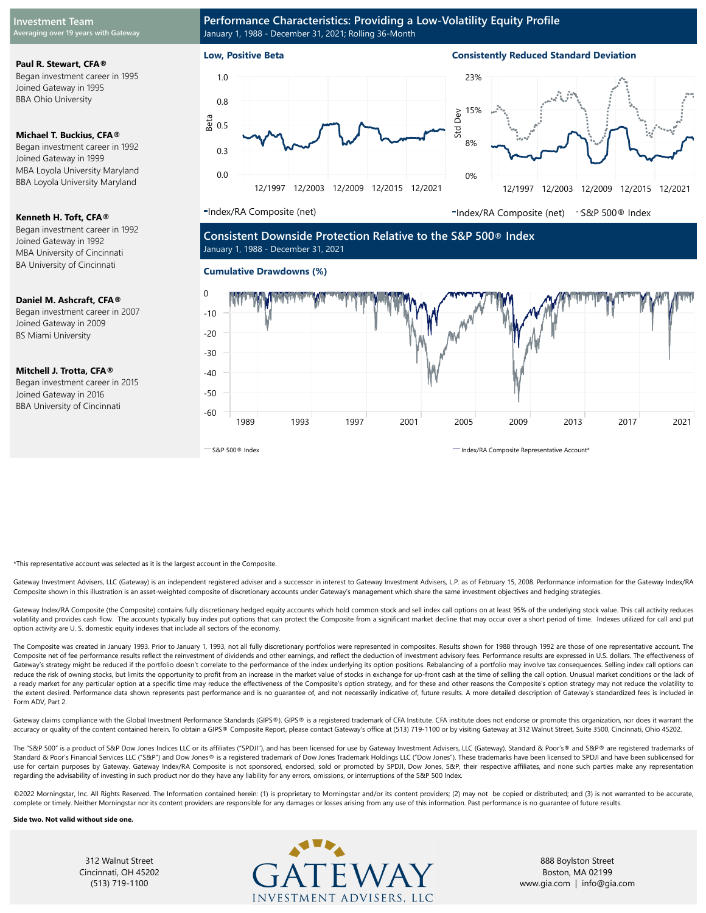## Investment Team

Averaging over 19 years with Gateway

**Paul R. Stewart, CFA®**
Began investment career in 1995
Joined Gateway in 1995
BBA Ohio University

**Michael T. Buckius, CFA®**
Began investment career in 1992
Joined Gateway in 1999
MBA Loyola University Maryland
BBA Loyola University Maryland

**Kenneth H. Toft, CFA®**
Began investment career in 1992
Joined Gateway in 1992
MBA University of Cincinnati
BA University of Cincinnati

**Daniel M. Ashcraft, CFA®**
Began investment career in 2007
Joined Gateway in 2009
BS Miami University

**Mitchell J. Trotta, CFA®**
Began investment career in 2015
Joined Gateway in 2016
BBA University of Cincinnati

## Performance Characteristics: Providing a Low-Volatility Equity Profile

January 1, 1988 - December 31, 2021; Rolling 36-Month

### Low, Positive Beta

Beta
1.0
0.8
0.5
0.3
0.0
12/1997 12/2003 12/2009 12/2015 12/2021

Index/RA Composite (net)

### Consistently Reduced Standard Deviation

Std Dev
23%
15%
8%
0%
12/1997 12/2003 12/2009 12/2015 12/2021

Index/RA Composite (net) S&P 500® Index

## Consistent Downside Protection Relative to the S&P 500® Index

January 1, 1988 - December 31, 2021

### Cumulative Drawdowns (%)

0
-10
-20
-30
-40
-50
-60
1989 1993 1997 2001 2005 2009 2013 2017 2021

S&P 500® Index
Index/RA Composite Representative Account*

*This representative account was selected as it is the largest account in the Composite.

Gateway Investment Advisers, LLC (Gateway) is an independent registered adviser and a successor in interest to Gateway Investment Advisers, L.P. as of February 15, 2008. Performance information for the Gateway Index/RA Composite shown in this illustration is an asset-weighted composite of discretionary accounts under Gateway's management which share the same investment objectives and hedging strategies.

Gateway Index/RA Composite (the Composite) contains fully discretionary hedged equity accounts which hold common stock and sell index call options on at least 95% of the underlying stock value. This call activity reduces volatility and provides cash flow. The accounts typically buy index put options that can protect the Composite from a significant market decline that may occur over a short period of time. Indexes utilized for call and put option activity are U. S. domestic equity indexes that include all sectors of the economy.

The Composite was created in January 1993. Prior to January 1, 1993, not all fully discretionary portfolios were represented in composites. Results shown for 1988 through 1992 are those of one representative account. The Composite net of fee performance results reflect the reinvestment of dividends and other earnings, and reflect the deduction of investment advisory fees. Performance results are expressed in U.S. dollars. The effectiveness of Gateway's strategy might be reduced if the portfolio doesn't correlate to the performance of the index underlying its option positions. Rebalancing of a portfolio may involve tax consequences. Selling index call options can reduce the risk of owning stocks, but limits the opportunity to profit from an increase in the market value of stocks in exchange for up-front cash at the time of selling the call option. Unusual market conditions or the lack of a ready market for any particular option at a specific time may reduce the effectiveness of the Composite's option strategy, and for these and other reasons the Composite's option strategy may not reduce the volatility to the extent desired. Performance data shown represents past performance and is no guarantee of, and not necessarily indicative of, future results. A more detailed description of Gateway's standardized fees is included in Form ADV, Part 2.

Gateway claims compliance with the Global Investment Performance Standards (GIPS®). GIPS® is a registered trademark of CFA Institute. CFA institute does not endorse or promote this organization, nor does it warrant the accuracy or quality of the content contained herein. To obtain a GIPS® Composite Report, please contact Gateway's office at (513) 719-1100 or by visiting Gateway at 312 Walnut Street, Suite 3500, Cincinnati, Ohio 45202.

The "S&P 500" is a product of S&P Dow Jones Indices LLC or its affiliates ("SPDJI"), and has been licensed for use by Gateway Investment Advisers, LLC (Gateway). Standard & Poor's® and S&P® are registered trademarks of Standard & Poor's Financial Services LLC ("S&P") and Dow Jones® is a registered trademark of Dow Jones Trademark Holdings LLC ("Dow Jones"). These trademarks have been licensed to SPDJI and have been sublicensed for use for certain purposes by Gateway. Gateway Index/RA Composite is not sponsored, endorsed, sold or promoted by SPDJI, Dow Jones, S&P, their respective affiliates, and none such parties make any representation regarding the advisability of investing in such product nor do they have any liability for any errors, omissions, or interruptions of the S&P 500 Index.

©2022 Morningstar, Inc. All Rights Reserved. The Information contained herein: (1) is proprietary to Morningstar and/or its content providers; (2) may not be copied or distributed; and (3) is not warranted to be accurate, complete or timely. Neither Morningstar nor its content providers are responsible for any damages or losses arising from any use of this information. Past performance is no guarantee of future results.

**Side two. Not valid without side one.**

312 Walnut Street
Cincinnati, OH 45202
(513) 719-1100

GATEWAY
INVESTMENT ADVISERS, LLC

888 Boylston Street
Boston, MA 02199
www.gia.com | info@gia.com